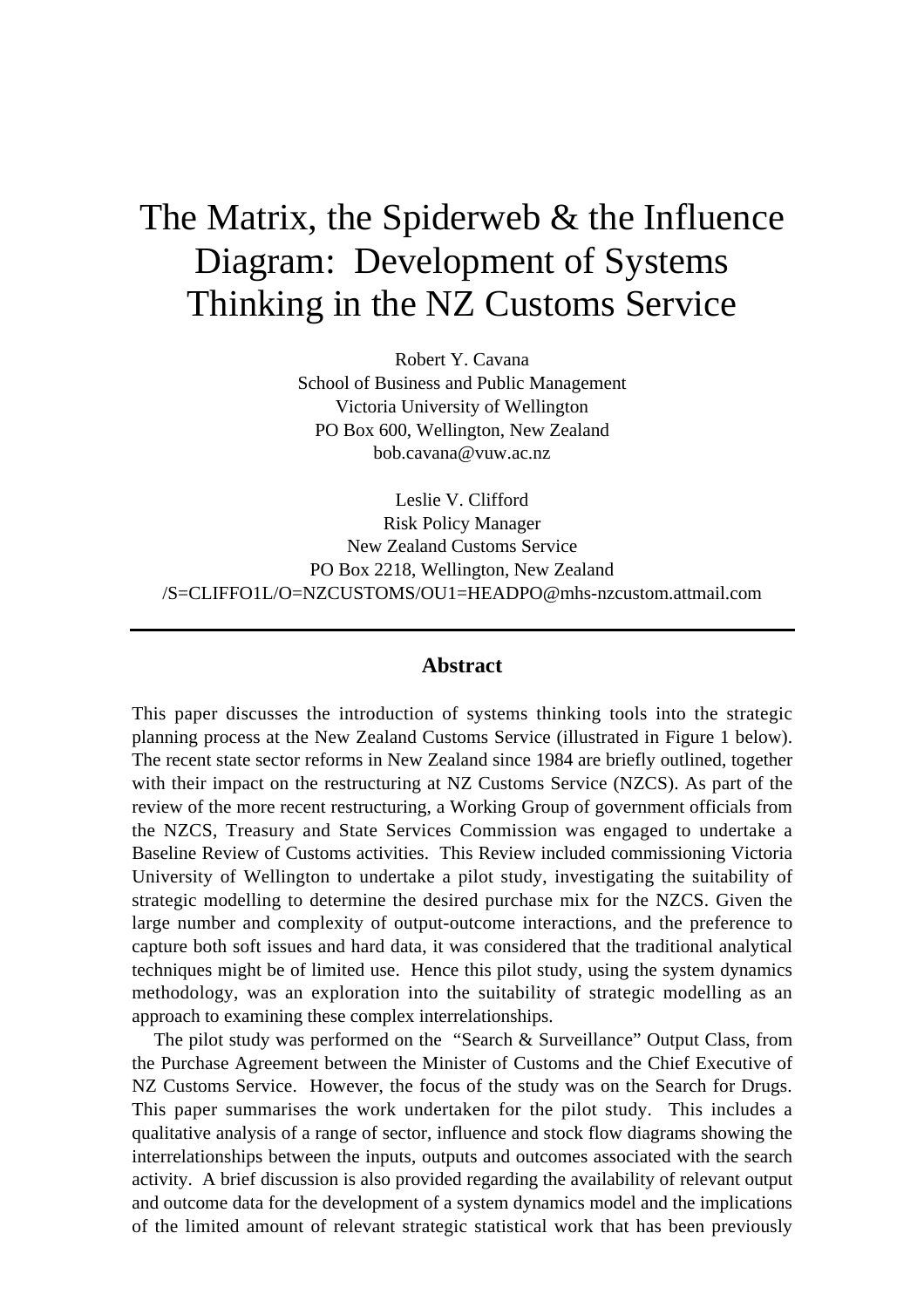# The Matrix, the Spiderweb & the Influence Diagram: Development of Systems Thinking in the NZ Customs Service

Robert Y. Cavana
School of Business and Public Management
Victoria University of Wellington
PO Box 600, Wellington, New Zealand
bob.cavana@vuw.ac.nz

Leslie V. Clifford
Risk Policy Manager
New Zealand Customs Service
PO Box 2218, Wellington, New Zealand
/S=CLIFFO1L/O=NZCUSTOMS/OU1=HEADPO@mhs-nzcustom.attmail.com

---

## Abstract

This paper discusses the introduction of systems thinking tools into the strategic planning process at the New Zealand Customs Service (illustrated in Figure 1 below). The recent state sector reforms in New Zealand since 1984 are briefly outlined, together with their impact on the restructuring at NZ Customs Service (NZCS). As part of the review of the more recent restructuring, a Working Group of government officials from the NZCS, Treasury and State Services Commission was engaged to undertake a Baseline Review of Customs activities. This Review included commissioning Victoria University of Wellington to undertake a pilot study, investigating the suitability of strategic modelling to determine the desired purchase mix for the NZCS. Given the large number and complexity of output-outcome interactions, and the preference to capture both soft issues and hard data, it was considered that the traditional analytical techniques might be of limited use. Hence this pilot study, using the system dynamics methodology, was an exploration into the suitability of strategic modelling as an approach to examining these complex interrelationships.

The pilot study was performed on the "Search & Surveillance" Output Class, from the Purchase Agreement between the Minister of Customs and the Chief Executive of NZ Customs Service. However, the focus of the study was on the Search for Drugs. This paper summarises the work undertaken for the pilot study. This includes a qualitative analysis of a range of sector, influence and stock flow diagrams showing the interrelationships between the inputs, outputs and outcomes associated with the search activity. A brief discussion is also provided regarding the availability of relevant output and outcome data for the development of a system dynamics model and the implications of the limited amount of relevant strategic statistical work that has been previously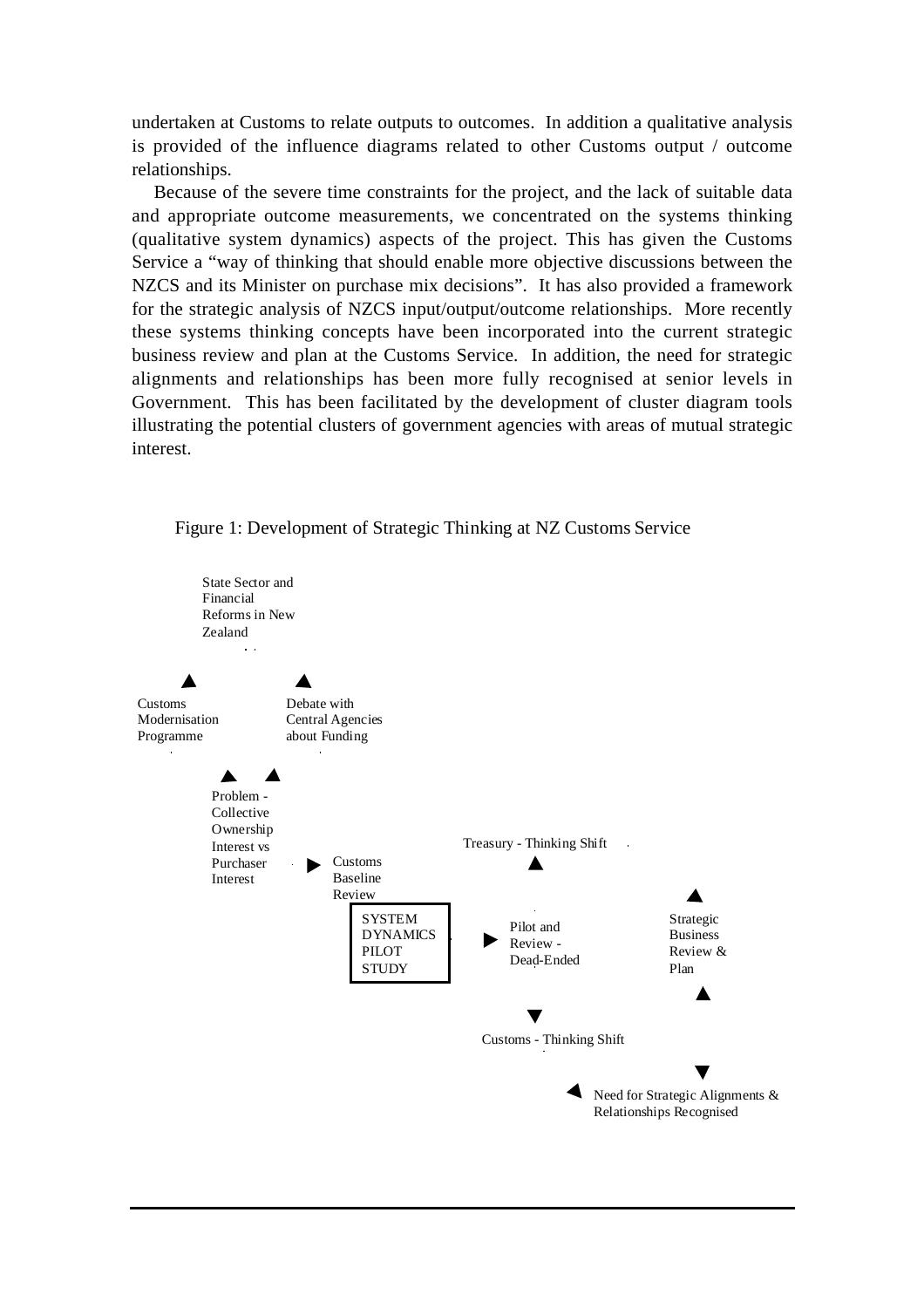undertaken at Customs to relate outputs to outcomes. In addition a qualitative analysis is provided of the influence diagrams related to other Customs output / outcome relationships.

Because of the severe time constraints for the project, and the lack of suitable data and appropriate outcome measurements, we concentrated on the systems thinking (qualitative system dynamics) aspects of the project. This has given the Customs Service a "way of thinking that should enable more objective discussions between the NZCS and its Minister on purchase mix decisions". It has also provided a framework for the strategic analysis of NZCS input/output/outcome relationships. More recently these systems thinking concepts have been incorporated into the current strategic business review and plan at the Customs Service. In addition, the need for strategic alignments and relationships has been more fully recognised at senior levels in Government. This has been facilitated by the development of cluster diagram tools illustrating the potential clusters of government agencies with areas of mutual strategic interest.

Figure 1: Development of Strategic Thinking at NZ Customs Service

State Sector and Financial Reforms in New Zealand

Customs Modernisation Programme

Debate with Central Agencies about Funding

Problem - Collective Ownership Interest vs Purchaser Interest

Customs Baseline Review

SYSTEM DYNAMICS PILOT STUDY

Treasury - Thinking Shift

Pilot and Review - Dead-Ended

Customs - Thinking Shift

Strategic Business Review & Plan

Need for Strategic Alignments & Relationships Recognised